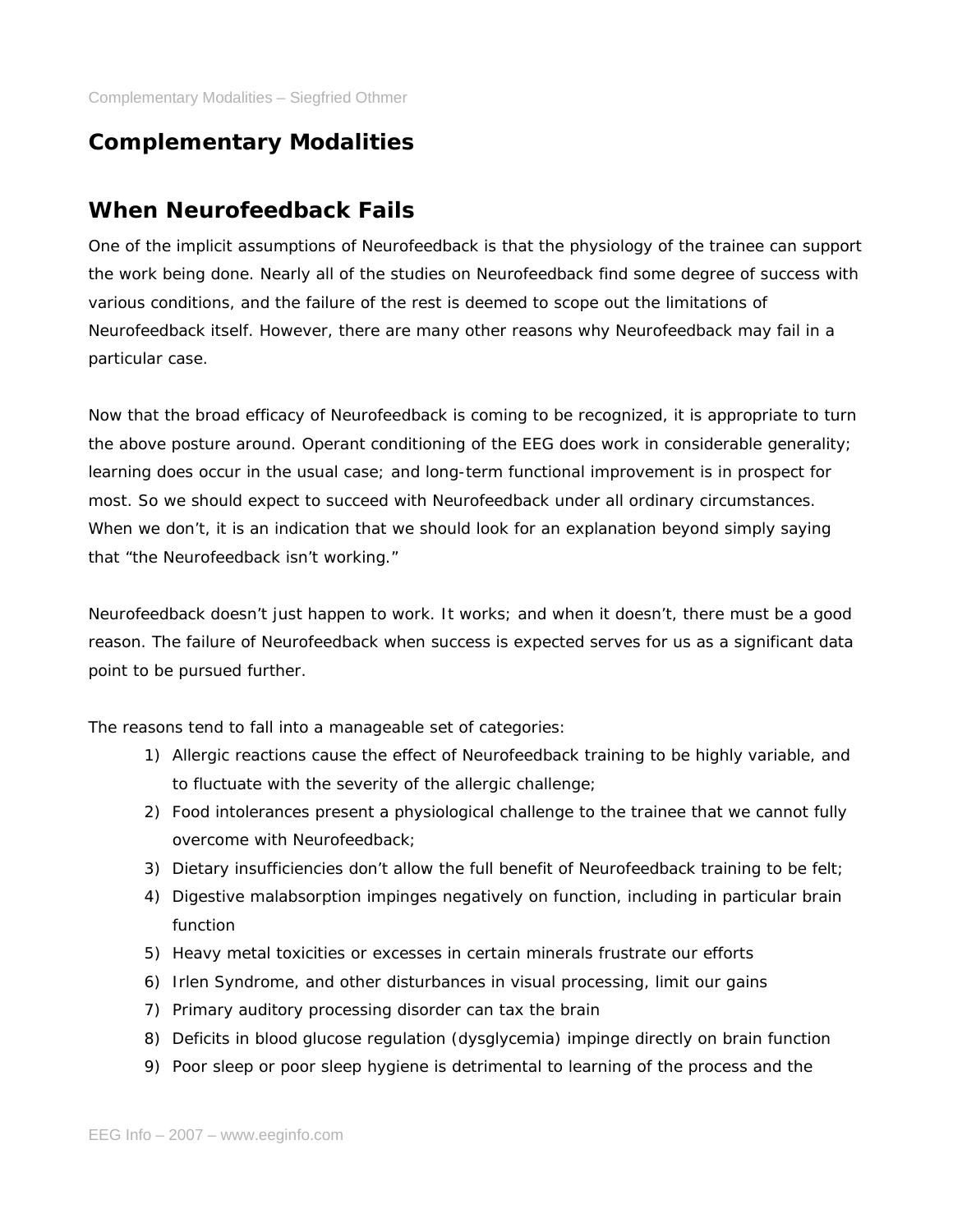# Complementary Modalities

## When Neurofeedback Fails

One of the implicit assumptions of Neurofeedback is that the physiology of the trainee can support the work being done. Nearly all of the studies on Neurofeedback find some degree of success with various conditions, and the failure of the rest is deemed to scope out the limitations of Neurofeedback itself. However, there are many other reasons why Neurofeedback may fail in a particular case.

Now that the broad efficacy of Neurofeedback is coming to be recognized, it is appropriate to turn the above posture around. Operant conditioning of the EEG does work in considerable generality; learning does occur in the usual case; and long-term functional improvement is in prospect for most. So we should expect to succeed with Neurofeedback under all ordinary circumstances. When we don't, it is an indication that we should look for an explanation beyond simply saying that "the Neurofeedback isn't working."

Neurofeedback doesn't just happen to work. It works; and when it doesn't, there must be a good reason. The failure of Neurofeedback when success is expected serves for us as a significant data point to be pursued further.

The reasons tend to fall into a manageable set of categories:

1) Allergic reactions cause the effect of Neurofeedback training to be highly variable, and to fluctuate with the severity of the allergic challenge;
2) Food intolerances present a physiological challenge to the trainee that we cannot fully overcome with Neurofeedback;
3) Dietary insufficiencies don't allow the full benefit of Neurofeedback training to be felt;
4) Digestive malabsorption impinges negatively on function, including in particular brain function
5) Heavy metal toxicities or excesses in certain minerals frustrate our efforts
6) Irlen Syndrome, and other disturbances in visual processing, limit our gains
7) Primary auditory processing disorder can tax the brain
8) Deficits in blood glucose regulation (dysglycemia) impinge directly on brain function
9) Poor sleep or poor sleep hygiene is detrimental to learning of the process and the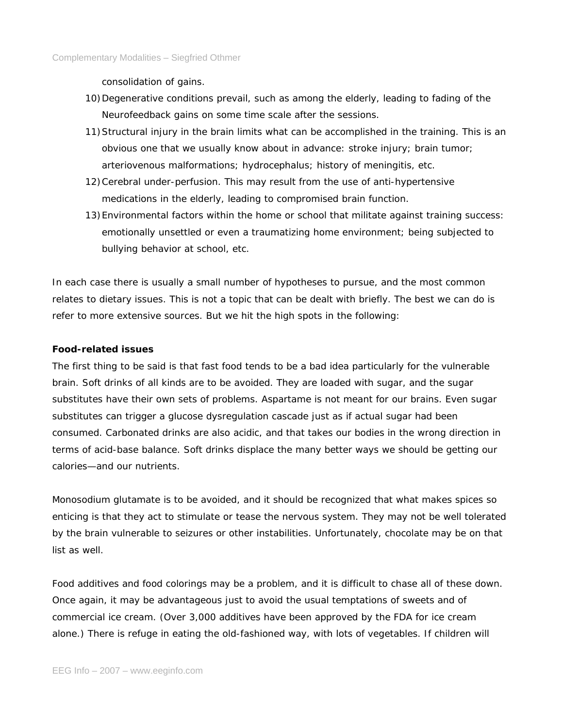consolidation of gains.

10) Degenerative conditions prevail, such as among the elderly, leading to fading of the Neurofeedback gains on some time scale after the sessions.
11) Structural injury in the brain limits what can be accomplished in the training. This is an obvious one that we usually know about in advance: stroke injury; brain tumor; arteriovenous malformations; hydrocephalus; history of meningitis, etc.
12) Cerebral under-perfusion. This may result from the use of anti-hypertensive medications in the elderly, leading to compromised brain function.
13) Environmental factors within the home or school that militate against training success: emotionally unsettled or even a traumatizing home environment; being subjected to bullying behavior at school, etc.

In each case there is usually a small number of hypotheses to pursue, and the most common relates to dietary issues. This is not a topic that can be dealt with briefly. The best we can do is refer to more extensive sources. But we hit the high spots in the following:

**Food-related issues**

The first thing to be said is that fast food tends to be a bad idea particularly for the vulnerable brain. Soft drinks of all kinds are to be avoided. They are loaded with sugar, and the sugar substitutes have their own sets of problems. Aspartame is not meant for our brains. Even sugar substitutes can trigger a glucose dysregulation cascade just as if actual sugar had been consumed. Carbonated drinks are also acidic, and that takes our bodies in the wrong direction in terms of acid-base balance. Soft drinks displace the many better ways we should be getting our calories—and our nutrients.

Monosodium glutamate is to be avoided, and it should be recognized that what makes spices so enticing is that they act to stimulate or tease the nervous system. They may not be well tolerated by the brain vulnerable to seizures or other instabilities. Unfortunately, chocolate may be on that list as well.

Food additives and food colorings may be a problem, and it is difficult to chase all of these down. Once again, it may be advantageous just to avoid the usual temptations of sweets and of commercial ice cream. (Over 3,000 additives have been approved by the FDA for ice cream alone.) There is refuge in eating the old-fashioned way, with lots of vegetables. If children will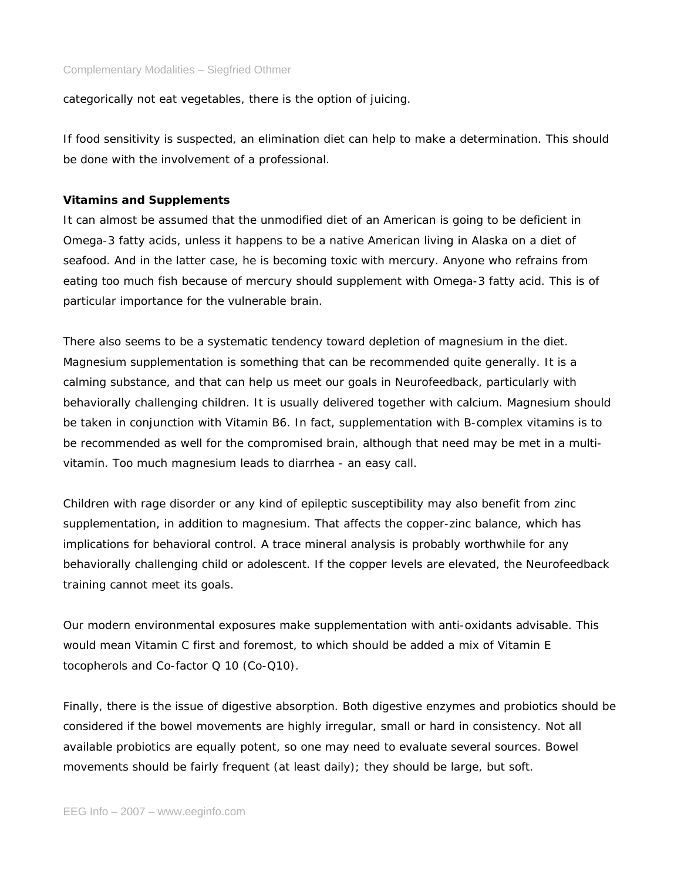categorically not eat vegetables, there is the option of juicing.

If food sensitivity is suspected, an elimination diet can help to make a determination. This should be done with the involvement of a professional.

**Vitamins and Supplements**

It can almost be assumed that the unmodified diet of an American is going to be deficient in Omega-3 fatty acids, unless it happens to be a native American living in Alaska on a diet of seafood. And in the latter case, he is becoming toxic with mercury. Anyone who refrains from eating too much fish because of mercury should supplement with Omega-3 fatty acid. This is of particular importance for the vulnerable brain.

There also seems to be a systematic tendency toward depletion of magnesium in the diet. Magnesium supplementation is something that can be recommended quite generally. It is a calming substance, and that can help us meet our goals in Neurofeedback, particularly with behaviorally challenging children. It is usually delivered together with calcium. Magnesium should be taken in conjunction with Vitamin B6. In fact, supplementation with B-complex vitamins is to be recommended as well for the compromised brain, although that need may be met in a multi-vitamin. Too much magnesium leads to diarrhea - an easy call.

Children with rage disorder or any kind of epileptic susceptibility may also benefit from zinc supplementation, in addition to magnesium. That affects the copper-zinc balance, which has implications for behavioral control. A trace mineral analysis is probably worthwhile for any behaviorally challenging child or adolescent. If the copper levels are elevated, the Neurofeedback training cannot meet its goals.

Our modern environmental exposures make supplementation with anti-oxidants advisable. This would mean Vitamin C first and foremost, to which should be added a mix of Vitamin E tocopherols and Co-factor Q 10 (Co-Q10).

Finally, there is the issue of digestive absorption. Both digestive enzymes and probiotics should be considered if the bowel movements are highly irregular, small or hard in consistency. Not all available probiotics are equally potent, so one may need to evaluate several sources. Bowel movements should be fairly frequent (at least daily); they should be large, but soft.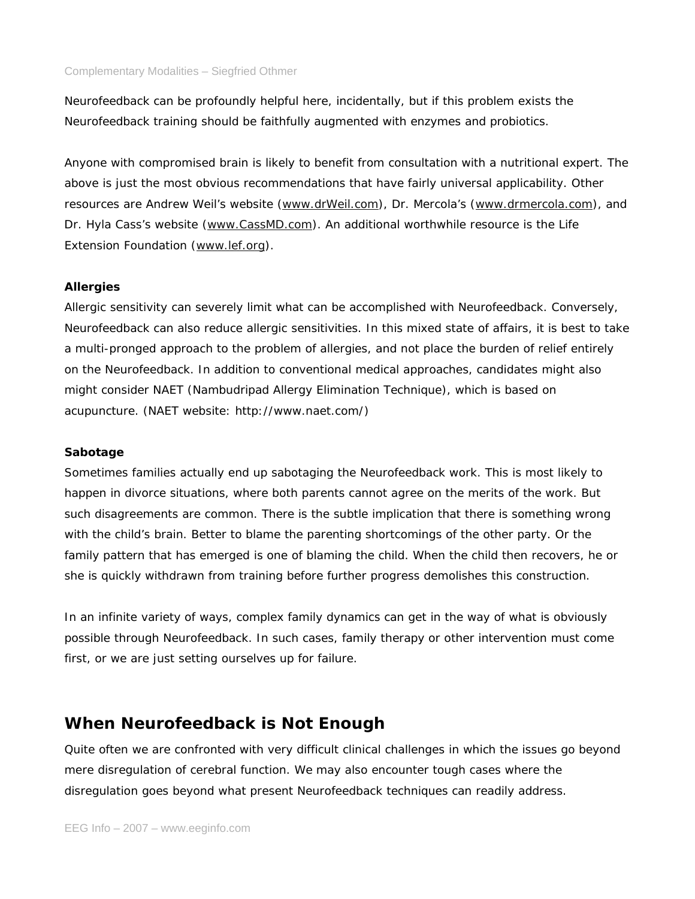Neurofeedback can be profoundly helpful here, incidentally, but if this problem exists the Neurofeedback training should be faithfully augmented with enzymes and probiotics.

Anyone with compromised brain is likely to benefit from consultation with a nutritional expert. The above is just the most obvious recommendations that have fairly universal applicability. Other resources are Andrew Weil's website (www.drWeil.com), Dr. Mercola's (www.drmercola.com), and Dr. Hyla Cass's website (www.CassMD.com). An additional worthwhile resource is the Life Extension Foundation (www.lef.org).

**Allergies**

Allergic sensitivity can severely limit what can be accomplished with Neurofeedback. Conversely, Neurofeedback can also reduce allergic sensitivities. In this mixed state of affairs, it is best to take a multi-pronged approach to the problem of allergies, and not place the burden of relief entirely on the Neurofeedback. In addition to conventional medical approaches, candidates might also might consider NAET (Nambudripad Allergy Elimination Technique), which is based on acupuncture. (NAET website: http://www.naet.com/)

**Sabotage**

Sometimes families actually end up sabotaging the Neurofeedback work. This is most likely to happen in divorce situations, where both parents cannot agree on the merits of the work. But such disagreements are common. There is the subtle implication that there is something wrong with the child's brain. Better to blame the parenting shortcomings of the other party. Or the family pattern that has emerged is one of blaming the child. When the child then recovers, he or she is quickly withdrawn from training before further progress demolishes this construction.

In an infinite variety of ways, complex family dynamics can get in the way of what is obviously possible through Neurofeedback. In such cases, family therapy or other intervention must come first, or we are just setting ourselves up for failure.

## When Neurofeedback is Not Enough

Quite often we are confronted with very difficult clinical challenges in which the issues go beyond mere disregulation of cerebral function. We may also encounter tough cases where the disregulation goes beyond what present Neurofeedback techniques can readily address.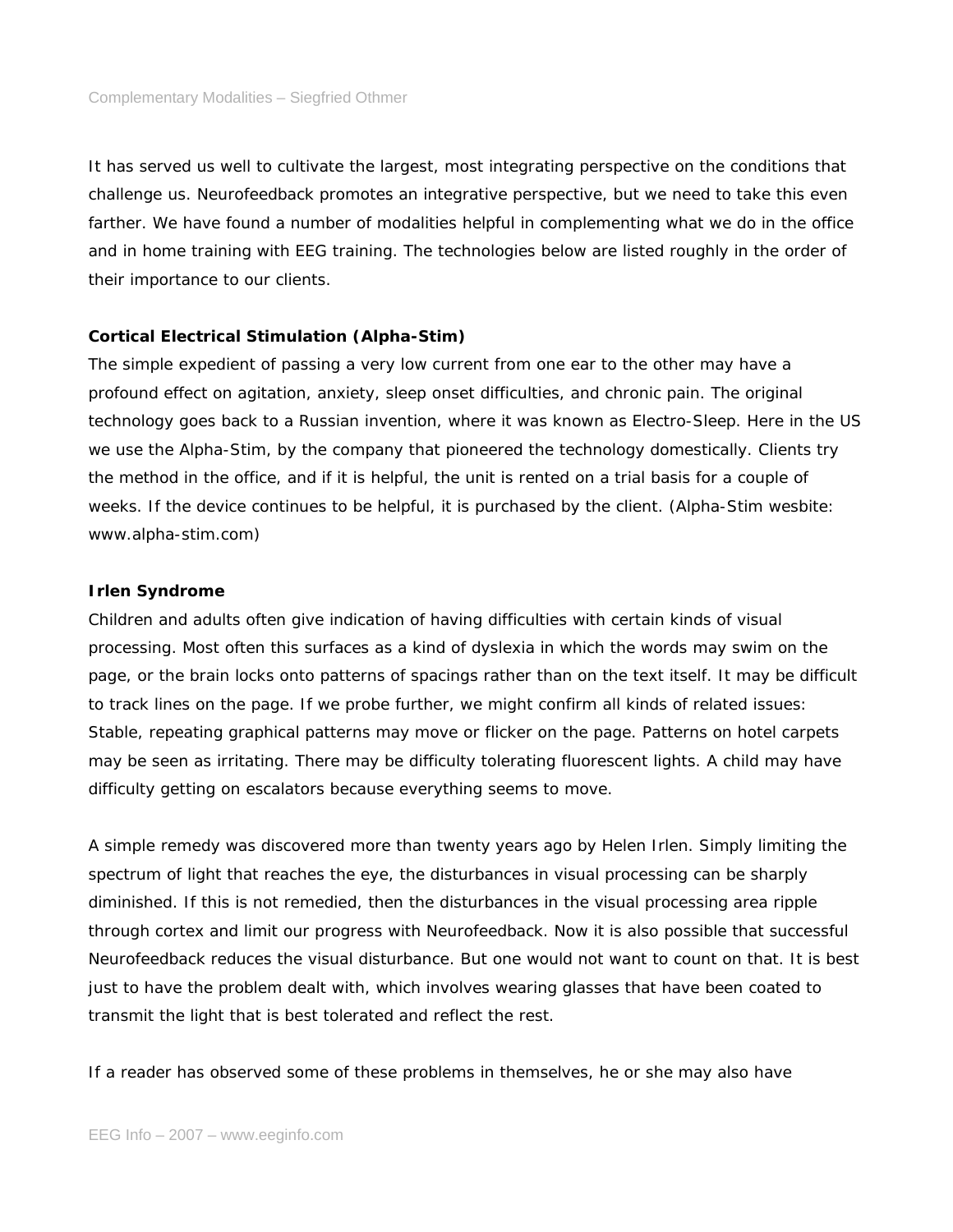It has served us well to cultivate the largest, most integrating perspective on the conditions that challenge us. Neurofeedback promotes an integrative perspective, but we need to take this even farther. We have found a number of modalities helpful in complementing what we do in the office and in home training with EEG training. The technologies below are listed roughly in the order of their importance to our clients.

**Cortical Electrical Stimulation (Alpha-Stim)**

The simple expedient of passing a very low current from one ear to the other may have a profound effect on agitation, anxiety, sleep onset difficulties, and chronic pain. The original technology goes back to a Russian invention, where it was known as Electro-Sleep. Here in the US we use the Alpha-Stim, by the company that pioneered the technology domestically. Clients try the method in the office, and if it is helpful, the unit is rented on a trial basis for a couple of weeks. If the device continues to be helpful, it is purchased by the client. (Alpha-Stim wesbite: www.alpha-stim.com)

**Irlen Syndrome**

Children and adults often give indication of having difficulties with certain kinds of visual processing. Most often this surfaces as a kind of dyslexia in which the words may swim on the page, or the brain locks onto patterns of spacings rather than on the text itself. It may be difficult to track lines on the page. If we probe further, we might confirm all kinds of related issues: Stable, repeating graphical patterns may move or flicker on the page. Patterns on hotel carpets may be seen as irritating. There may be difficulty tolerating fluorescent lights. A child may have difficulty getting on escalators because everything seems to move.

A simple remedy was discovered more than twenty years ago by Helen Irlen. Simply limiting the spectrum of light that reaches the eye, the disturbances in visual processing can be sharply diminished. If this is not remedied, then the disturbances in the visual processing area ripple through cortex and limit our progress with Neurofeedback. Now it is also possible that successful Neurofeedback reduces the visual disturbance. But one would not want to count on that. It is best just to have the problem dealt with, which involves wearing glasses that have been coated to transmit the light that is best tolerated and reflect the rest.

If a reader has observed some of these problems in themselves, he or she may also have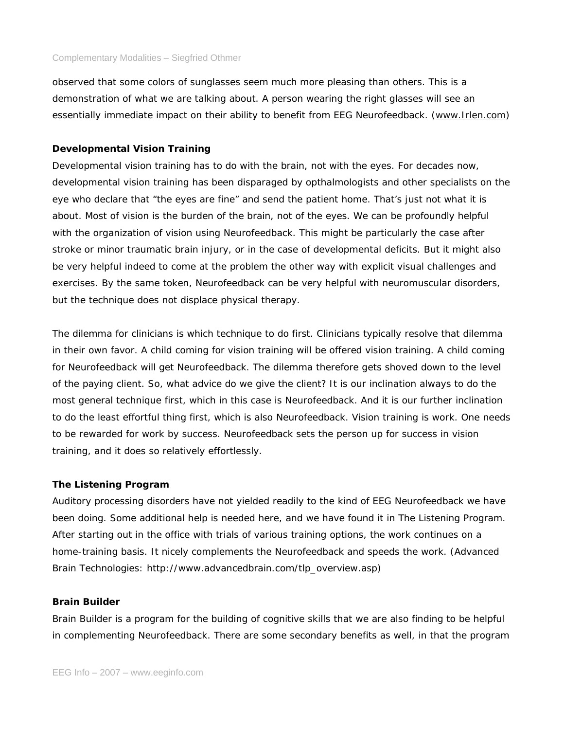observed that some colors of sunglasses seem much more pleasing than others. This is a demonstration of what we are talking about. A person wearing the right glasses will see an essentially immediate impact on their ability to benefit from EEG Neurofeedback. (www.Irlen.com)

### Developmental Vision Training

Developmental vision training has to do with the brain, not with the eyes. For decades now, developmental vision training has been disparaged by opthalmologists and other specialists on the eye who declare that "the eyes are fine" and send the patient home. That's just not what it is about. Most of vision is the burden of the brain, not of the eyes. We can be profoundly helpful with the organization of vision using Neurofeedback. This might be particularly the case after stroke or minor traumatic brain injury, or in the case of developmental deficits. But it might also be very helpful indeed to come at the problem the other way with explicit visual challenges and exercises. By the same token, Neurofeedback can be very helpful with neuromuscular disorders, but the technique does not displace physical therapy.

The dilemma for clinicians is which technique to do first. Clinicians typically resolve that dilemma in their own favor. A child coming for vision training will be offered vision training. A child coming for Neurofeedback will get Neurofeedback. The dilemma therefore gets shoved down to the level of the paying client. So, what advice do we give the client? It is our inclination always to do the most general technique first, which in this case is Neurofeedback. And it is our further inclination to do the least effortful thing first, which is also Neurofeedback. Vision training is work. One needs to be rewarded for work by success. Neurofeedback sets the person up for success in vision training, and it does so relatively effortlessly.

### The Listening Program

Auditory processing disorders have not yielded readily to the kind of EEG Neurofeedback we have been doing. Some additional help is needed here, and we have found it in The Listening Program. After starting out in the office with trials of various training options, the work continues on a home-training basis. It nicely complements the Neurofeedback and speeds the work. (Advanced Brain Technologies: http://www.advancedbrain.com/tlp_overview.asp)

### Brain Builder

Brain Builder is a program for the building of cognitive skills that we are also finding to be helpful in complementing Neurofeedback. There are some secondary benefits as well, in that the program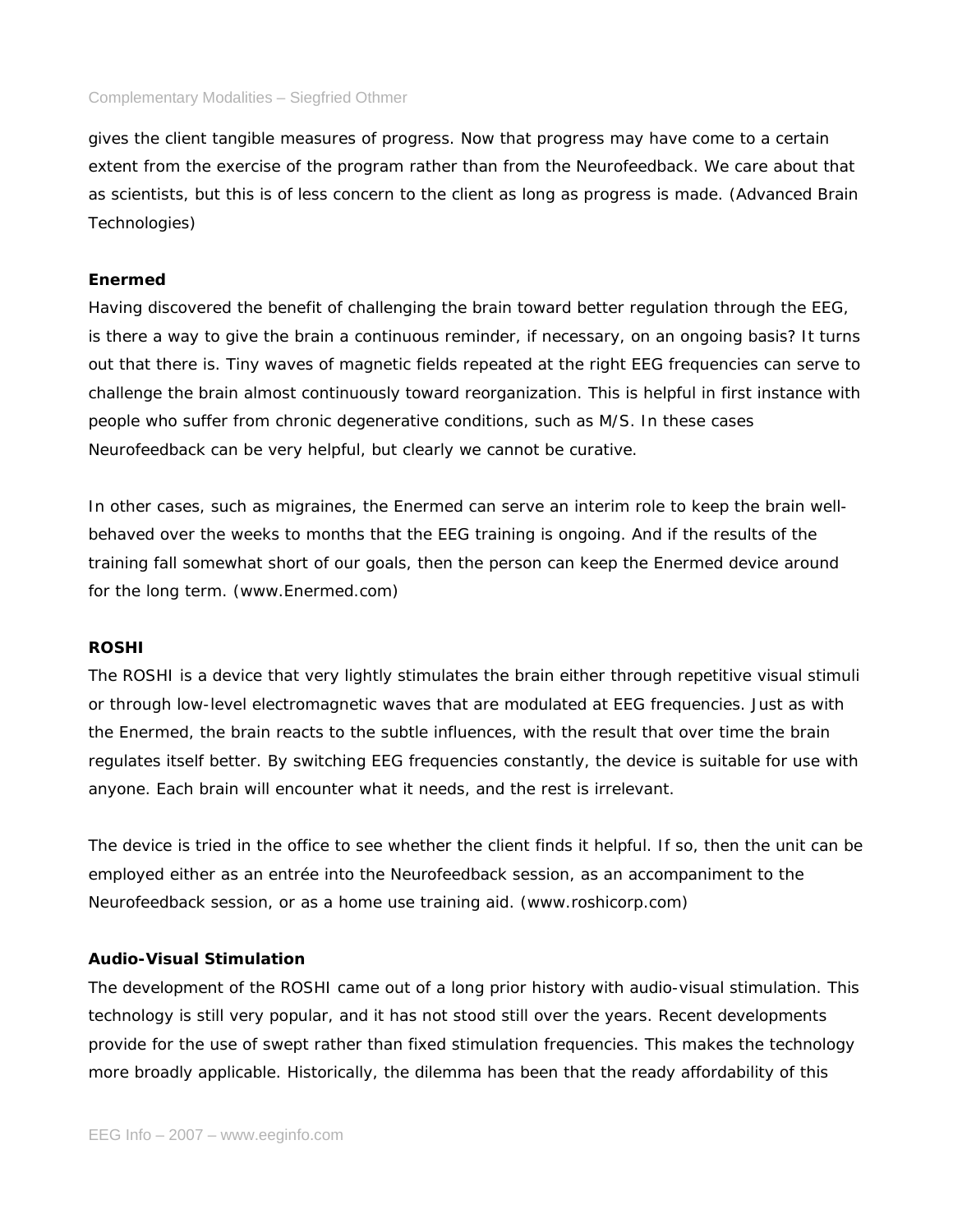gives the client tangible measures of progress. Now that progress may have come to a certain extent from the exercise of the program rather than from the Neurofeedback. We care about that as scientists, but this is of less concern to the client as long as progress is made. (Advanced Brain Technologies)

### Enermed

Having discovered the benefit of challenging the brain toward better regulation through the EEG, is there a way to give the brain a continuous reminder, if necessary, on an ongoing basis? It turns out that there is. Tiny waves of magnetic fields repeated at the right EEG frequencies can serve to challenge the brain almost continuously toward reorganization. This is helpful in first instance with people who suffer from chronic degenerative conditions, such as M/S. In these cases Neurofeedback can be very helpful, but clearly we cannot be curative.

In other cases, such as migraines, the Enermed can serve an interim role to keep the brain well-behaved over the weeks to months that the EEG training is ongoing. And if the results of the training fall somewhat short of our goals, then the person can keep the Enermed device around for the long term. (www.Enermed.com)

### ROSHI

The ROSHI is a device that very lightly stimulates the brain either through repetitive visual stimuli or through low-level electromagnetic waves that are modulated at EEG frequencies. Just as with the Enermed, the brain reacts to the subtle influences, with the result that over time the brain regulates itself better. By switching EEG frequencies constantly, the device is suitable for use with anyone. Each brain will encounter what it needs, and the rest is irrelevant.

The device is tried in the office to see whether the client finds it helpful. If so, then the unit can be employed either as an entrée into the Neurofeedback session, as an accompaniment to the Neurofeedback session, or as a home use training aid. (www.roshicorp.com)

### Audio-Visual Stimulation

The development of the ROSHI came out of a long prior history with audio-visual stimulation. This technology is still very popular, and it has not stood still over the years. Recent developments provide for the use of swept rather than fixed stimulation frequencies. This makes the technology more broadly applicable. Historically, the dilemma has been that the ready affordability of this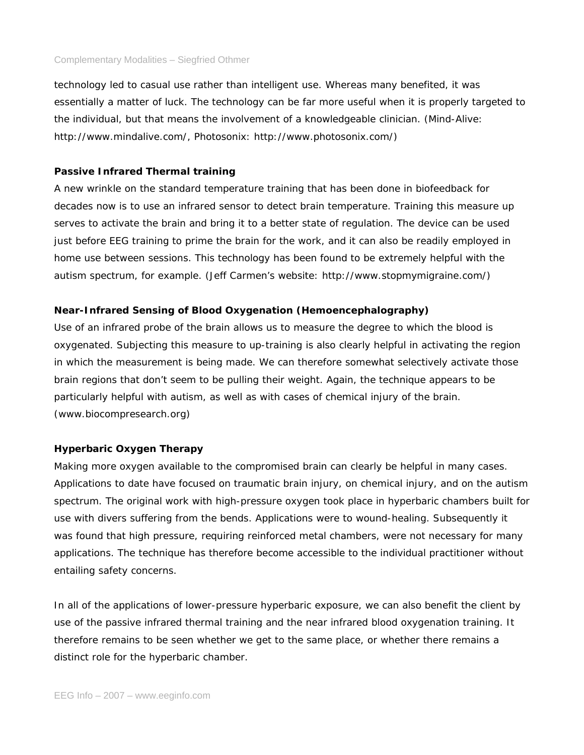technology led to casual use rather than intelligent use. Whereas many benefited, it was essentially a matter of luck. The technology can be far more useful when it is properly targeted to the individual, but that means the involvement of a knowledgeable clinician. (Mind-Alive: http://www.mindalive.com/, Photosonix: http://www.photosonix.com/)

**Passive Infrared Thermal training**

A new wrinkle on the standard temperature training that has been done in biofeedback for decades now is to use an infrared sensor to detect brain temperature. Training this measure up serves to activate the brain and bring it to a better state of regulation. The device can be used just before EEG training to prime the brain for the work, and it can also be readily employed in home use between sessions. This technology has been found to be extremely helpful with the autism spectrum, for example. (Jeff Carmen's website: http://www.stopmymigraine.com/)

**Near-Infrared Sensing of Blood Oxygenation (Hemoencephalography)**

Use of an infrared probe of the brain allows us to measure the degree to which the blood is oxygenated. Subjecting this measure to up-training is also clearly helpful in activating the region in which the measurement is being made. We can therefore somewhat selectively activate those brain regions that don't seem to be pulling their weight. Again, the technique appears to be particularly helpful with autism, as well as with cases of chemical injury of the brain. (www.biocompresearch.org)

**Hyperbaric Oxygen Therapy**

Making more oxygen available to the compromised brain can clearly be helpful in many cases. Applications to date have focused on traumatic brain injury, on chemical injury, and on the autism spectrum. The original work with high-pressure oxygen took place in hyperbaric chambers built for use with divers suffering from the bends. Applications were to wound-healing. Subsequently it was found that high pressure, requiring reinforced metal chambers, were not necessary for many applications. The technique has therefore become accessible to the individual practitioner without entailing safety concerns.

In all of the applications of lower-pressure hyperbaric exposure, we can also benefit the client by use of the passive infrared thermal training and the near infrared blood oxygenation training. It therefore remains to be seen whether we get to the same place, or whether there remains a distinct role for the hyperbaric chamber.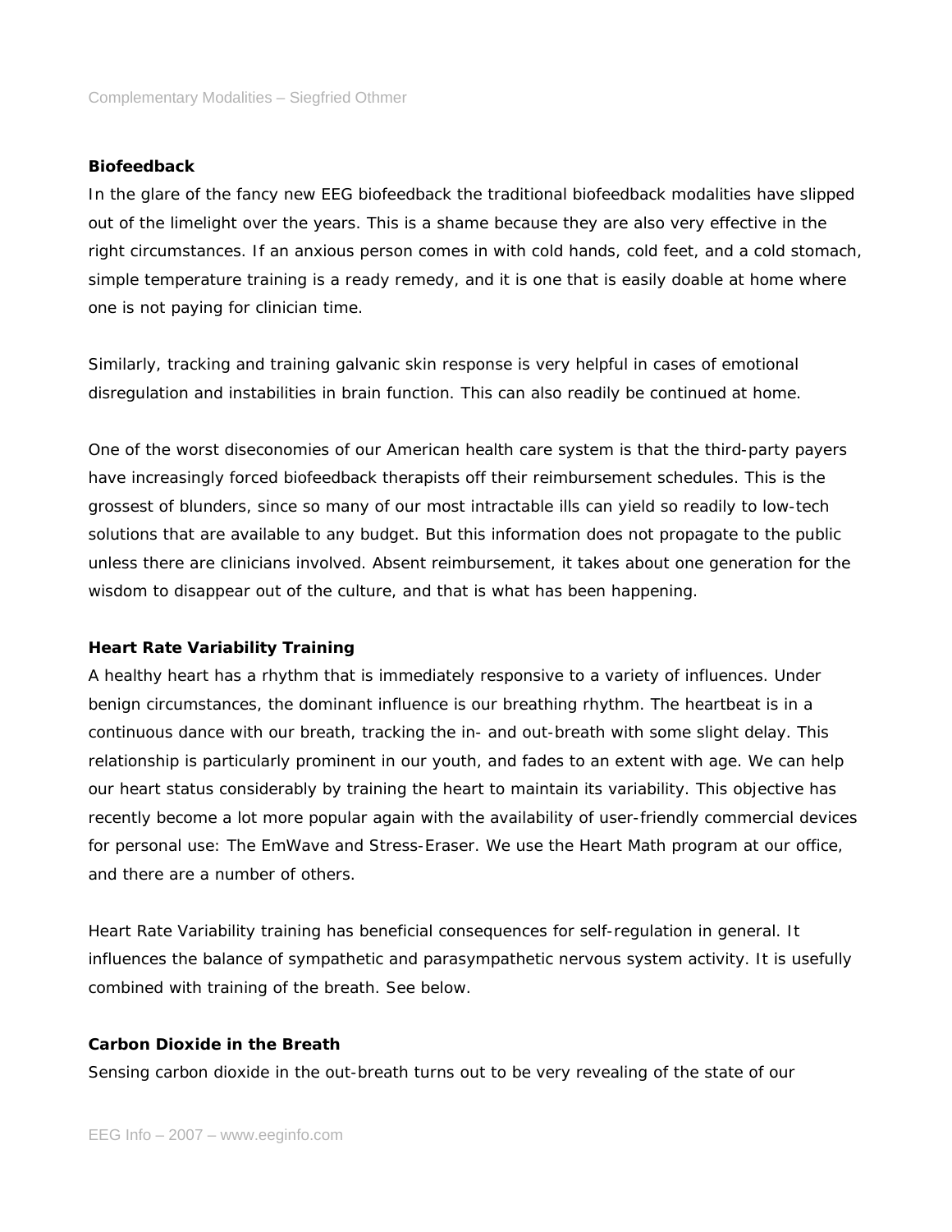**Biofeedback**

In the glare of the fancy new EEG biofeedback the traditional biofeedback modalities have slipped out of the limelight over the years. This is a shame because they are also very effective in the right circumstances. If an anxious person comes in with cold hands, cold feet, and a cold stomach, simple temperature training is a ready remedy, and it is one that is easily doable at home where one is not paying for clinician time.

Similarly, tracking and training galvanic skin response is very helpful in cases of emotional disregulation and instabilities in brain function. This can also readily be continued at home.

One of the worst diseconomies of our American health care system is that the third-party payers have increasingly forced biofeedback therapists off their reimbursement schedules. This is the grossest of blunders, since so many of our most intractable ills can yield so readily to low-tech solutions that are available to any budget. But this information does not propagate to the public unless there are clinicians involved. Absent reimbursement, it takes about one generation for the wisdom to disappear out of the culture, and that is what has been happening.

**Heart Rate Variability Training**

A healthy heart has a rhythm that is immediately responsive to a variety of influences. Under benign circumstances, the dominant influence is our breathing rhythm. The heartbeat is in a continuous dance with our breath, tracking the in- and out-breath with some slight delay. This relationship is particularly prominent in our youth, and fades to an extent with age. We can help our heart status considerably by training the heart to maintain its variability. This objective has recently become a lot more popular again with the availability of user-friendly commercial devices for personal use: The EmWave and Stress-Eraser. We use the Heart Math program at our office, and there are a number of others.

Heart Rate Variability training has beneficial consequences for self-regulation in general. It influences the balance of sympathetic and parasympathetic nervous system activity. It is usefully combined with training of the breath. See below.

**Carbon Dioxide in the Breath**

Sensing carbon dioxide in the out-breath turns out to be very revealing of the state of our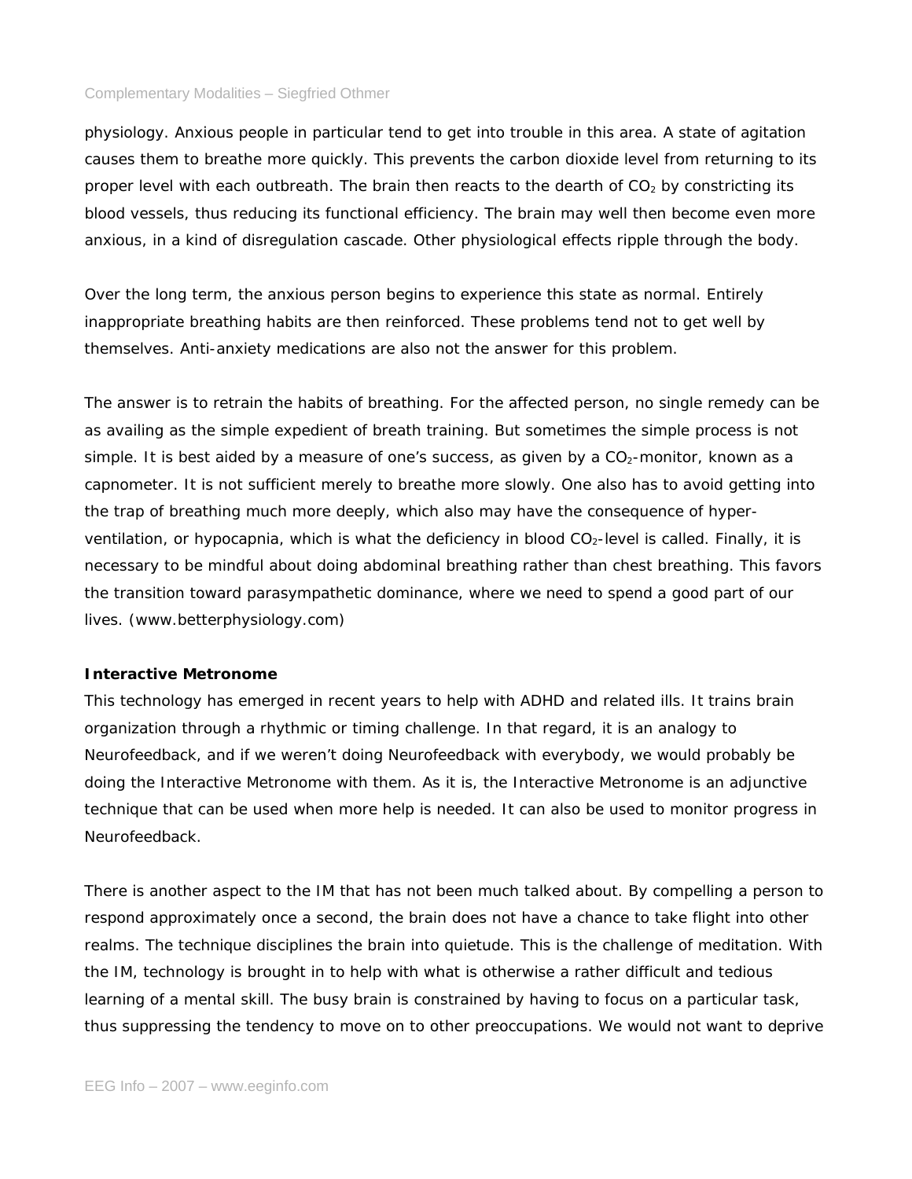physiology. Anxious people in particular tend to get into trouble in this area. A state of agitation causes them to breathe more quickly. This prevents the carbon dioxide level from returning to its proper level with each outbreath. The brain then reacts to the dearth of $CO_2$ by constricting its blood vessels, thus reducing its functional efficiency. The brain may well then become even more anxious, in a kind of disregulation cascade. Other physiological effects ripple through the body.

Over the long term, the anxious person begins to experience this state as normal. Entirely inappropriate breathing habits are then reinforced. These problems tend not to get well by themselves. Anti-anxiety medications are also not the answer for this problem.

The answer is to retrain the habits of breathing. For the affected person, no single remedy can be as availing as the simple expedient of breath training. But sometimes the simple process is not simple. It is best aided by a measure of one's success, as given by a $CO_2$-monitor, known as a capnometer. It is not sufficient merely to breathe more slowly. One also has to avoid getting into the trap of breathing much more deeply, which also may have the consequence of hyper-ventilation, or hypocapnia, which is what the deficiency in blood $CO_2$-level is called. Finally, it is necessary to be mindful about doing abdominal breathing rather than chest breathing. This favors the transition toward parasympathetic dominance, where we need to spend a good part of our lives. (www.betterphysiology.com)

**Interactive Metronome**

This technology has emerged in recent years to help with ADHD and related ills. It trains brain organization through a rhythmic or timing challenge. In that regard, it is an analogy to Neurofeedback, and if we weren't doing Neurofeedback with everybody, we would probably be doing the Interactive Metronome with them. As it is, the Interactive Metronome is an adjunctive technique that can be used when more help is needed. It can also be used to monitor progress in Neurofeedback.

There is another aspect to the IM that has not been much talked about. By compelling a person to respond approximately once a second, the brain does not have a chance to take flight into other realms. The technique disciplines the brain into quietude. This is the challenge of meditation. With the IM, technology is brought in to help with what is otherwise a rather difficult and tedious learning of a mental skill. The busy brain is constrained by having to focus on a particular task, thus suppressing the tendency to move on to other preoccupations. We would not want to deprive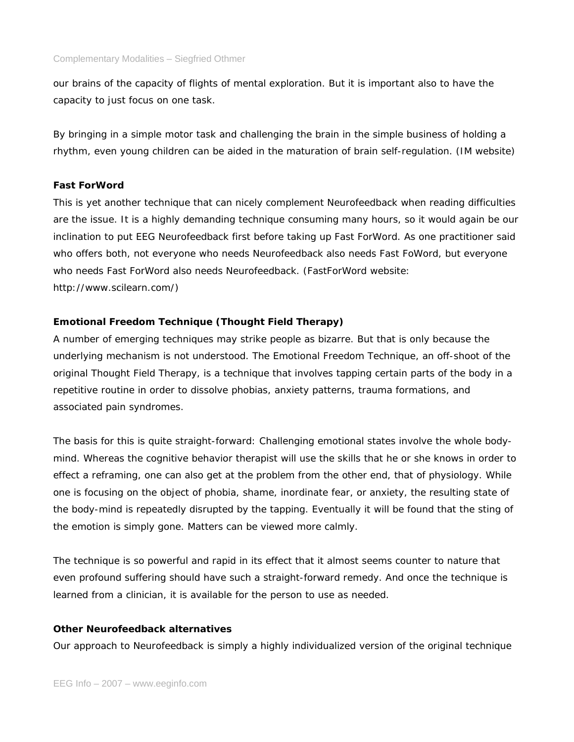our brains of the capacity of flights of mental exploration. But it is important also to have the capacity to just focus on one task.

By bringing in a simple motor task and challenging the brain in the simple business of holding a rhythm, even young children can be aided in the maturation of brain self-regulation. (IM website)

**Fast ForWord**

This is yet another technique that can nicely complement Neurofeedback when reading difficulties are the issue. It is a highly demanding technique consuming many hours, so it would again be our inclination to put EEG Neurofeedback first before taking up Fast ForWord. As one practitioner said who offers both, not everyone who needs Neurofeedback also needs Fast FoWord, but everyone who needs Fast ForWord also needs Neurofeedback. (FastForWord website: http://www.scilearn.com/)

**Emotional Freedom Technique (Thought Field Therapy)**

A number of emerging techniques may strike people as bizarre. But that is only because the underlying mechanism is not understood. The Emotional Freedom Technique, an off-shoot of the original Thought Field Therapy, is a technique that involves tapping certain parts of the body in a repetitive routine in order to dissolve phobias, anxiety patterns, trauma formations, and associated pain syndromes.

The basis for this is quite straight-forward: Challenging emotional states involve the whole body-mind. Whereas the cognitive behavior therapist will use the skills that he or she knows in order to effect a reframing, one can also get at the problem from the other end, that of physiology. While one is focusing on the object of phobia, shame, inordinate fear, or anxiety, the resulting state of the body-mind is repeatedly disrupted by the tapping. Eventually it will be found that the sting of the emotion is simply gone. Matters can be viewed more calmly.

The technique is so powerful and rapid in its effect that it almost seems counter to nature that even profound suffering should have such a straight-forward remedy. And once the technique is learned from a clinician, it is available for the person to use as needed.

**Other Neurofeedback alternatives**

Our approach to Neurofeedback is simply a highly individualized version of the original technique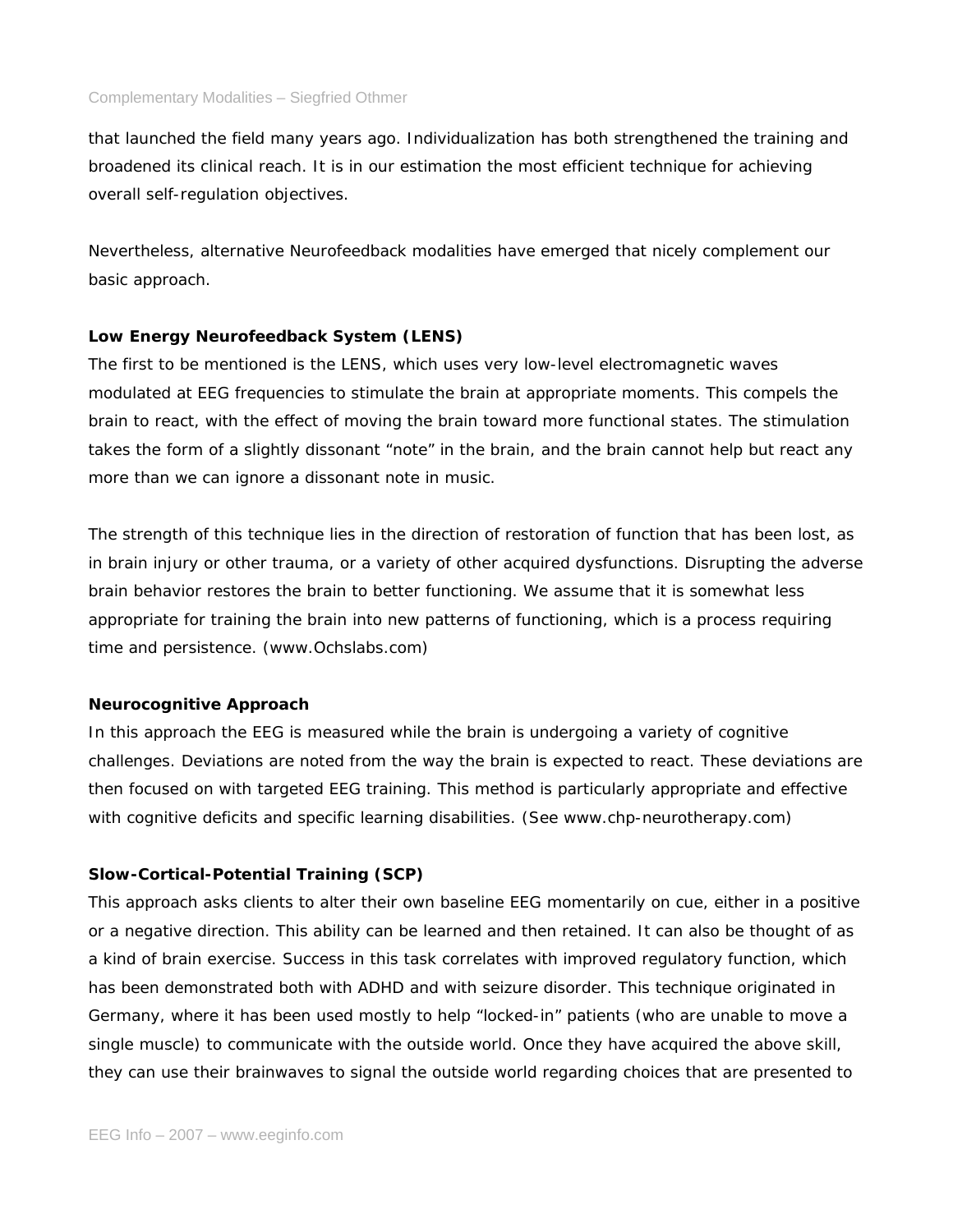that launched the field many years ago. Individualization has both strengthened the training and broadened its clinical reach. It is in our estimation the most efficient technique for achieving overall self-regulation objectives.

Nevertheless, alternative Neurofeedback modalities have emerged that nicely complement our basic approach.

**Low Energy Neurofeedback System (LENS)**

The first to be mentioned is the LENS, which uses very low-level electromagnetic waves modulated at EEG frequencies to stimulate the brain at appropriate moments. This compels the brain to react, with the effect of moving the brain toward more functional states. The stimulation takes the form of a slightly dissonant "note" in the brain, and the brain cannot help but react any more than we can ignore a dissonant note in music.

The strength of this technique lies in the direction of restoration of function that has been lost, as in brain injury or other trauma, or a variety of other acquired dysfunctions. Disrupting the adverse brain behavior restores the brain to better functioning. We assume that it is somewhat less appropriate for training the brain into new patterns of functioning, which is a process requiring time and persistence. (www.Ochslabs.com)

**Neurocognitive Approach**

In this approach the EEG is measured while the brain is undergoing a variety of cognitive challenges. Deviations are noted from the way the brain is expected to react. These deviations are then focused on with targeted EEG training. This method is particularly appropriate and effective with cognitive deficits and specific learning disabilities. (See www.chp-neurotherapy.com)

**Slow-Cortical-Potential Training (SCP)**

This approach asks clients to alter their own baseline EEG momentarily on cue, either in a positive or a negative direction. This ability can be learned and then retained. It can also be thought of as a kind of brain exercise. Success in this task correlates with improved regulatory function, which has been demonstrated both with ADHD and with seizure disorder. This technique originated in Germany, where it has been used mostly to help "locked-in" patients (who are unable to move a single muscle) to communicate with the outside world. Once they have acquired the above skill, they can use their brainwaves to signal the outside world regarding choices that are presented to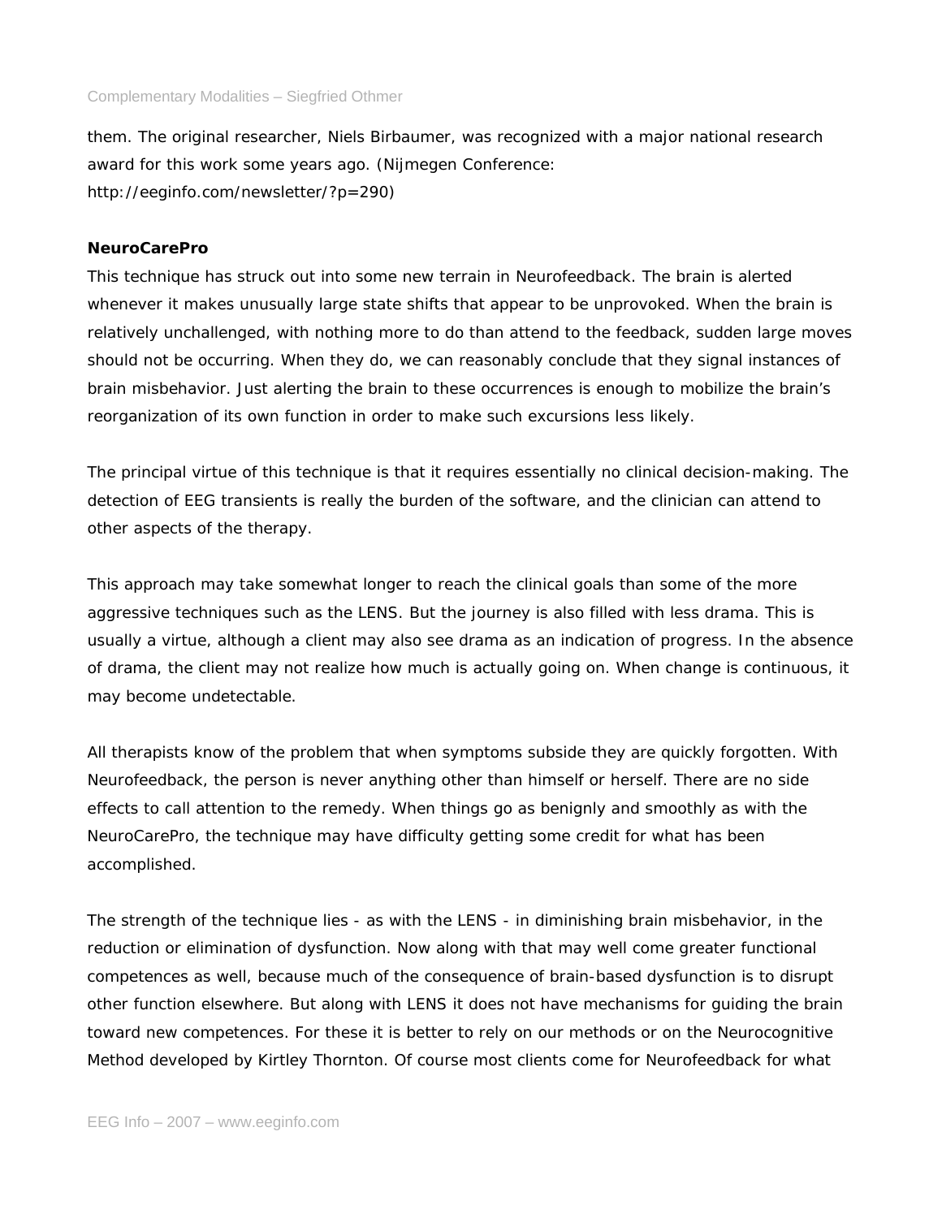them. The original researcher, Niels Birbaumer, was recognized with a major national research award for this work some years ago. (Nijmegen Conference: http://eeginfo.com/newsletter/?p=290)

**NeuroCarePro**

This technique has struck out into some new terrain in Neurofeedback. The brain is alerted whenever it makes unusually large state shifts that appear to be unprovoked. When the brain is relatively unchallenged, with nothing more to do than attend to the feedback, sudden large moves should not be occurring. When they do, we can reasonably conclude that they signal instances of brain misbehavior. Just alerting the brain to these occurrences is enough to mobilize the brain's reorganization of its own function in order to make such excursions less likely.

The principal virtue of this technique is that it requires essentially no clinical decision-making. The detection of EEG transients is really the burden of the software, and the clinician can attend to other aspects of the therapy.

This approach may take somewhat longer to reach the clinical goals than some of the more aggressive techniques such as the LENS. But the journey is also filled with less drama. This is usually a virtue, although a client may also see drama as an indication of progress. In the absence of drama, the client may not realize how much is actually going on. When change is continuous, it may become undetectable.

All therapists know of the problem that when symptoms subside they are quickly forgotten. With Neurofeedback, the person is never anything other than himself or herself. There are no side effects to call attention to the remedy. When things go as benignly and smoothly as with the NeuroCarePro, the technique may have difficulty getting some credit for what has been accomplished.

The strength of the technique lies - as with the LENS - in diminishing brain misbehavior, in the reduction or elimination of dysfunction. Now along with that may well come greater functional competences as well, because much of the consequence of brain-based dysfunction is to disrupt other function elsewhere. But along with LENS it does not have mechanisms for guiding the brain toward new competences. For these it is better to rely on our methods or on the Neurocognitive Method developed by Kirtley Thornton. Of course most clients come for Neurofeedback for what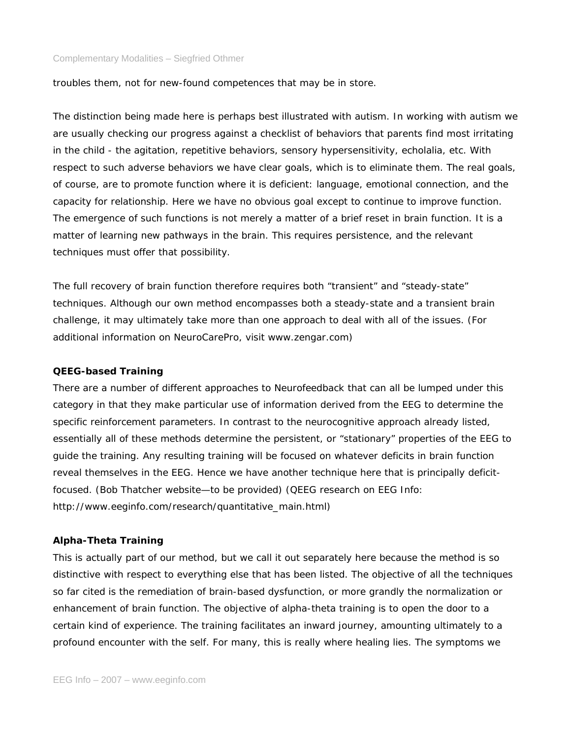troubles them, not for new-found competences that may be in store.

The distinction being made here is perhaps best illustrated with autism. In working with autism we are usually checking our progress against a checklist of behaviors that parents find most irritating in the child - the agitation, repetitive behaviors, sensory hypersensitivity, echolalia, etc. With respect to such adverse behaviors we have clear goals, which is to eliminate them. The real goals, of course, are to promote function where it is deficient: language, emotional connection, and the capacity for relationship. Here we have no obvious goal except to continue to improve function. The emergence of such functions is not merely a matter of a brief reset in brain function. It is a matter of learning new pathways in the brain. This requires persistence, and the relevant techniques must offer that possibility.

The full recovery of brain function therefore requires both "transient" and "steady-state" techniques. Although our own method encompasses both a steady-state and a transient brain challenge, it may ultimately take more than one approach to deal with all of the issues. (For additional information on NeuroCarePro, visit www.zengar.com)

**QEEG-based Training**

There are a number of different approaches to Neurofeedback that can all be lumped under this category in that they make particular use of information derived from the EEG to determine the specific reinforcement parameters. In contrast to the neurocognitive approach already listed, essentially all of these methods determine the persistent, or "stationary" properties of the EEG to guide the training. Any resulting training will be focused on whatever deficits in brain function reveal themselves in the EEG. Hence we have another technique here that is principally deficit-focused. (Bob Thatcher website—to be provided) (QEEG research on EEG Info: http://www.eeginfo.com/research/quantitative_main.html)

**Alpha-Theta Training**

This is actually part of our method, but we call it out separately here because the method is so distinctive with respect to everything else that has been listed. The objective of all the techniques so far cited is the remediation of brain-based dysfunction, or more grandly the normalization or enhancement of brain function. The objective of alpha-theta training is to open the door to a certain kind of experience. The training facilitates an inward journey, amounting ultimately to a profound encounter with the self. For many, this is really where healing lies. The symptoms we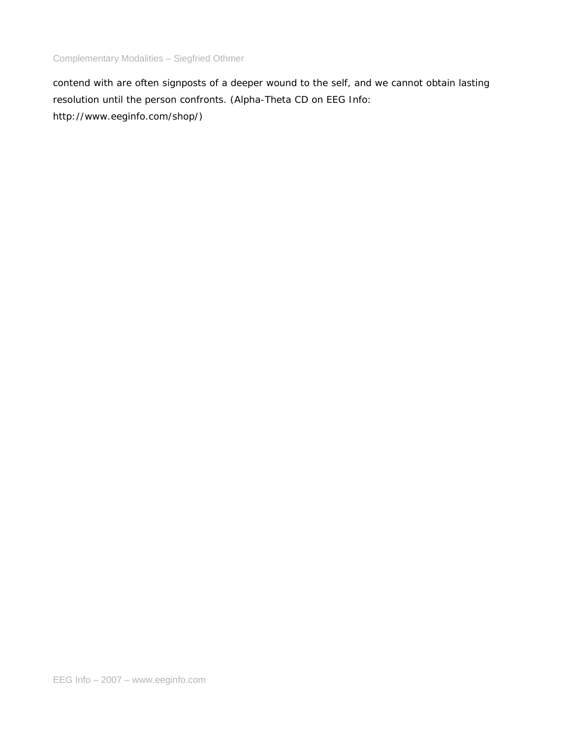contend with are often signposts of a deeper wound to the self, and we cannot obtain lasting resolution until the person confronts. (Alpha-Theta CD on EEG Info: http://www.eeginfo.com/shop/)